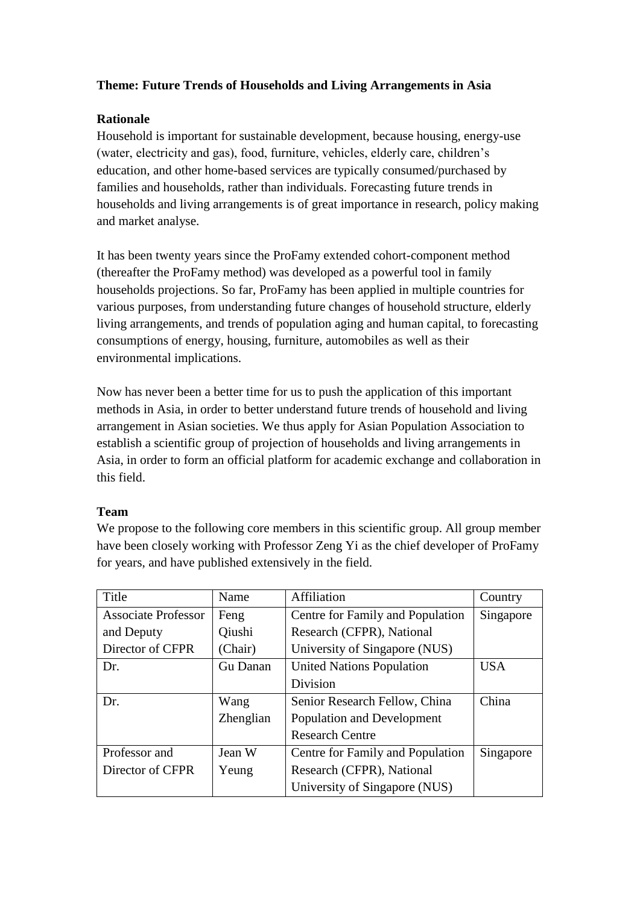**Theme: Future Trends of Households and Living Arrangements in Asia**

**Rationale**

Household is important for sustainable development, because housing, energy-use (water, electricity and gas), food, furniture, vehicles, elderly care, children's education, and other home-based services are typically consumed/purchased by families and households, rather than individuals. Forecasting future trends in households and living arrangements is of great importance in research, policy making and market analyse.

It has been twenty years since the ProFamy extended cohort-component method (thereafter the ProFamy method) was developed as a powerful tool in family households projections. So far, ProFamy has been applied in multiple countries for various purposes, from understanding future changes of household structure, elderly living arrangements, and trends of population aging and human capital, to forecasting consumptions of energy, housing, furniture, automobiles as well as their environmental implications.

Now has never been a better time for us to push the application of this important methods in Asia, in order to better understand future trends of household and living arrangement in Asian societies. We thus apply for Asian Population Association to establish a scientific group of projection of households and living arrangements in Asia, in order to form an official platform for academic exchange and collaboration in this field.

**Team**

We propose to the following core members in this scientific group. All group member have been closely working with Professor Zeng Yi as the chief developer of ProFamy for years, and have published extensively in the field.

| Title | Name | Affiliation | Country |
|---|---|---|---|
| Associate Professor and Deputy Director of CFPR | Feng Qiushi (Chair) | Centre for Family and Population Research (CFPR), National University of Singapore (NUS) | Singapore |
| Dr. | Gu Danan | United Nations Population Division | USA |
| Dr. | Wang Zhenglian | Senior Research Fellow, China Population and Development Research Centre | China |
| Professor and Director of CFPR | Jean W Yeung | Centre for Family and Population Research (CFPR), National University of Singapore (NUS) | Singapore |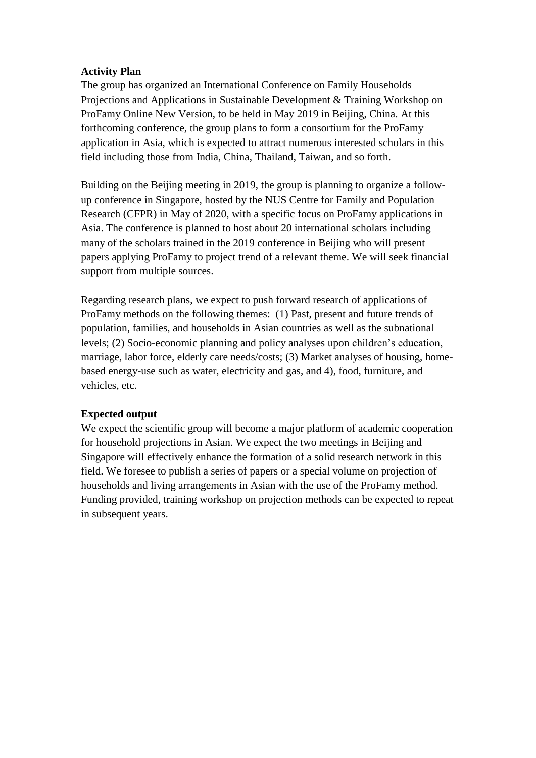**Activity Plan**

The group has organized an International Conference on Family Households Projections and Applications in Sustainable Development & Training Workshop on ProFamy Online New Version, to be held in May 2019 in Beijing, China. At this forthcoming conference, the group plans to form a consortium for the ProFamy application in Asia, which is expected to attract numerous interested scholars in this field including those from India, China, Thailand, Taiwan, and so forth.

Building on the Beijing meeting in 2019, the group is planning to organize a follow-up conference in Singapore, hosted by the NUS Centre for Family and Population Research (CFPR) in May of 2020, with a specific focus on ProFamy applications in Asia. The conference is planned to host about 20 international scholars including many of the scholars trained in the 2019 conference in Beijing who will present papers applying ProFamy to project trend of a relevant theme. We will seek financial support from multiple sources.

Regarding research plans, we expect to push forward research of applications of ProFamy methods on the following themes: (1) Past, present and future trends of population, families, and households in Asian countries as well as the subnational levels; (2) Socio-economic planning and policy analyses upon children's education, marriage, labor force, elderly care needs/costs; (3) Market analyses of housing, home-based energy-use such as water, electricity and gas, and 4), food, furniture, and vehicles, etc.

**Expected output**

We expect the scientific group will become a major platform of academic cooperation for household projections in Asian. We expect the two meetings in Beijing and Singapore will effectively enhance the formation of a solid research network in this field. We foresee to publish a series of papers or a special volume on projection of households and living arrangements in Asian with the use of the ProFamy method. Funding provided, training workshop on projection methods can be expected to repeat in subsequent years.